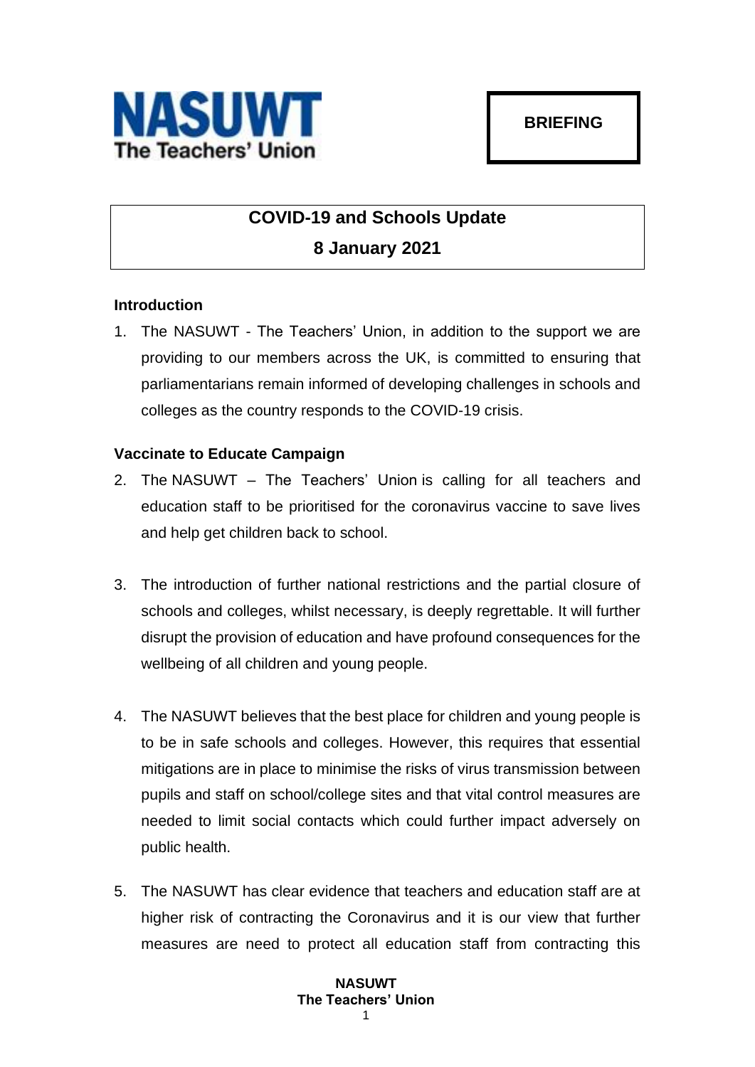NASUWT
The Teachers' Union

**BRIEFING**

# COVID-19 and Schools Update

## 8 January 2021

### Introduction

1. The NASUWT - The Teachers' Union, in addition to the support we are providing to our members across the UK, is committed to ensuring that parliamentarians remain informed of developing challenges in schools and colleges as the country responds to the COVID-19 crisis.

### Vaccinate to Educate Campaign

2. The NASUWT – The Teachers' Union is calling for all teachers and education staff to be prioritised for the coronavirus vaccine to save lives and help get children back to school.

3. The introduction of further national restrictions and the partial closure of schools and colleges, whilst necessary, is deeply regrettable. It will further disrupt the provision of education and have profound consequences for the wellbeing of all children and young people.

4. The NASUWT believes that the best place for children and young people is to be in safe schools and colleges. However, this requires that essential mitigations are in place to minimise the risks of virus transmission between pupils and staff on school/college sites and that vital control measures are needed to limit social contacts which could further impact adversely on public health.

5. The NASUWT has clear evidence that teachers and education staff are at higher risk of contracting the Coronavirus and it is our view that further measures are need to protect all education staff from contracting this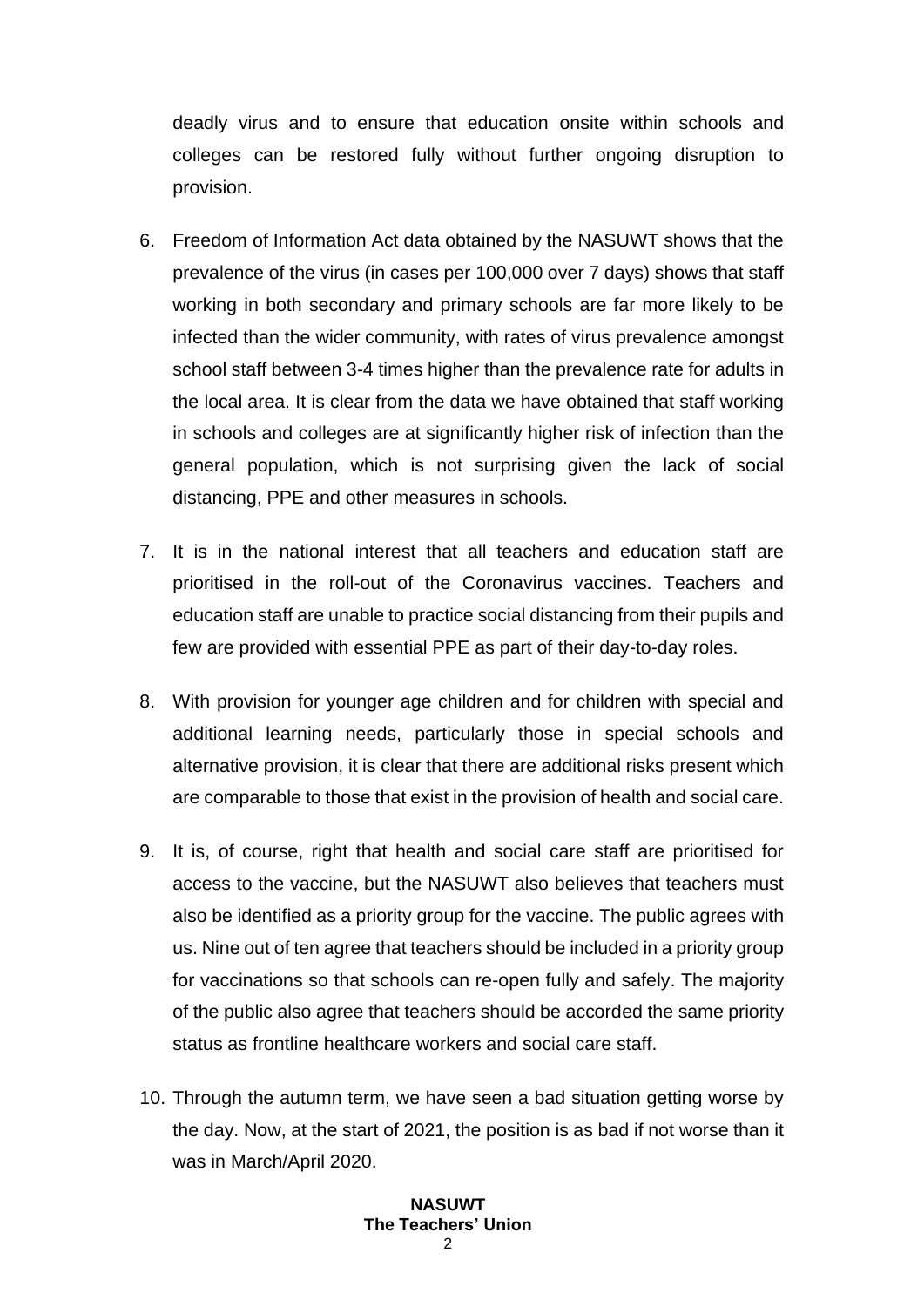deadly virus and to ensure that education onsite within schools and colleges can be restored fully without further ongoing disruption to provision.

6. Freedom of Information Act data obtained by the NASUWT shows that the prevalence of the virus (in cases per 100,000 over 7 days) shows that staff working in both secondary and primary schools are far more likely to be infected than the wider community, with rates of virus prevalence amongst school staff between 3-4 times higher than the prevalence rate for adults in the local area. It is clear from the data we have obtained that staff working in schools and colleges are at significantly higher risk of infection than the general population, which is not surprising given the lack of social distancing, PPE and other measures in schools.

7. It is in the national interest that all teachers and education staff are prioritised in the roll-out of the Coronavirus vaccines. Teachers and education staff are unable to practice social distancing from their pupils and few are provided with essential PPE as part of their day-to-day roles.

8. With provision for younger age children and for children with special and additional learning needs, particularly those in special schools and alternative provision, it is clear that there are additional risks present which are comparable to those that exist in the provision of health and social care.

9. It is, of course, right that health and social care staff are prioritised for access to the vaccine, but the NASUWT also believes that teachers must also be identified as a priority group for the vaccine. The public agrees with us. Nine out of ten agree that teachers should be included in a priority group for vaccinations so that schools can re-open fully and safely. The majority of the public also agree that teachers should be accorded the same priority status as frontline healthcare workers and social care staff.

10. Through the autumn term, we have seen a bad situation getting worse by the day. Now, at the start of 2021, the position is as bad if not worse than it was in March/April 2020.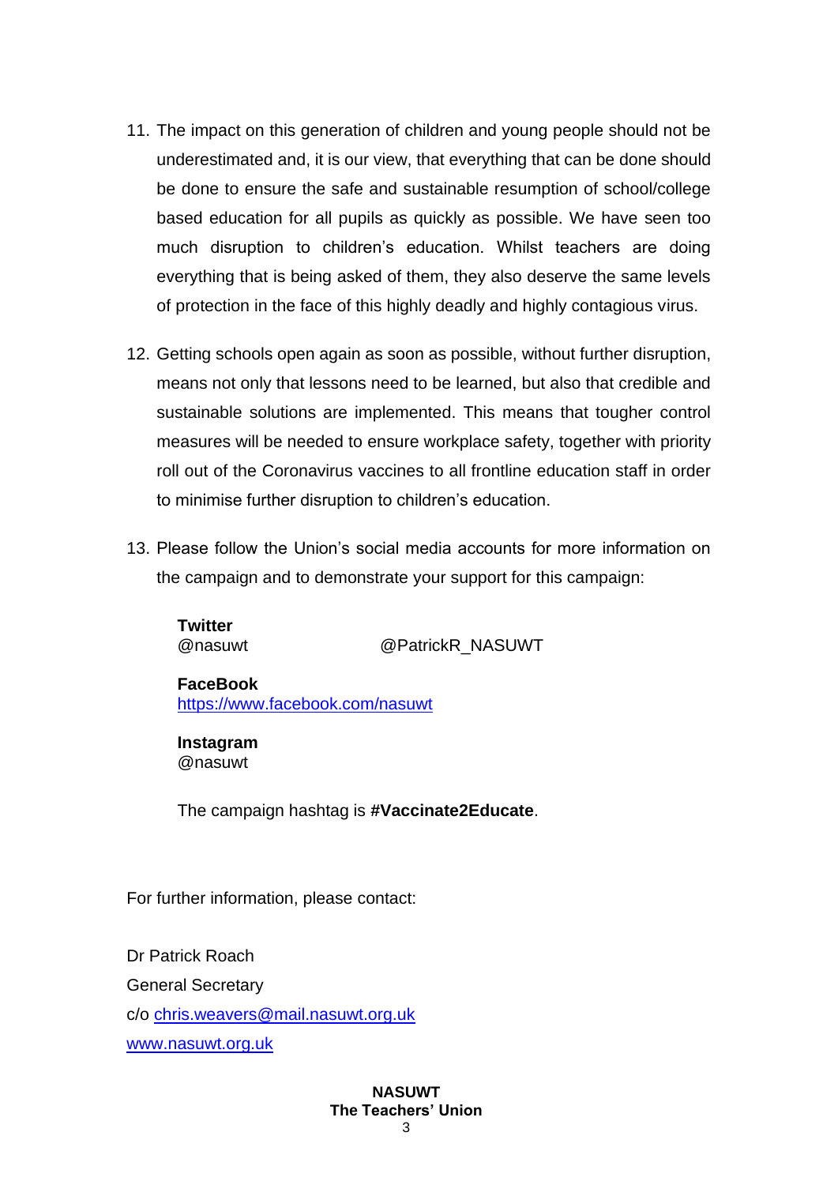11. The impact on this generation of children and young people should not be underestimated and, it is our view, that everything that can be done should be done to ensure the safe and sustainable resumption of school/college based education for all pupils as quickly as possible. We have seen too much disruption to children's education. Whilst teachers are doing everything that is being asked of them, they also deserve the same levels of protection in the face of this highly deadly and highly contagious virus.

12. Getting schools open again as soon as possible, without further disruption, means not only that lessons need to be learned, but also that credible and sustainable solutions are implemented. This means that tougher control measures will be needed to ensure workplace safety, together with priority roll out of the Coronavirus vaccines to all frontline education staff in order to minimise further disruption to children's education.

13. Please follow the Union's social media accounts for more information on the campaign and to demonstrate your support for this campaign:

    **Twitter**
    @nasuwt　　　　　　@PatrickR_NASUWT

    **FaceBook**
    https://www.facebook.com/nasuwt

    **Instagram**
    @nasuwt

    The campaign hashtag is **#Vaccinate2Educate**.

For further information, please contact:

Dr Patrick Roach
General Secretary
c/o chris.weavers@mail.nasuwt.org.uk
www.nasuwt.org.uk

**NASUWT**
**The Teachers' Union**